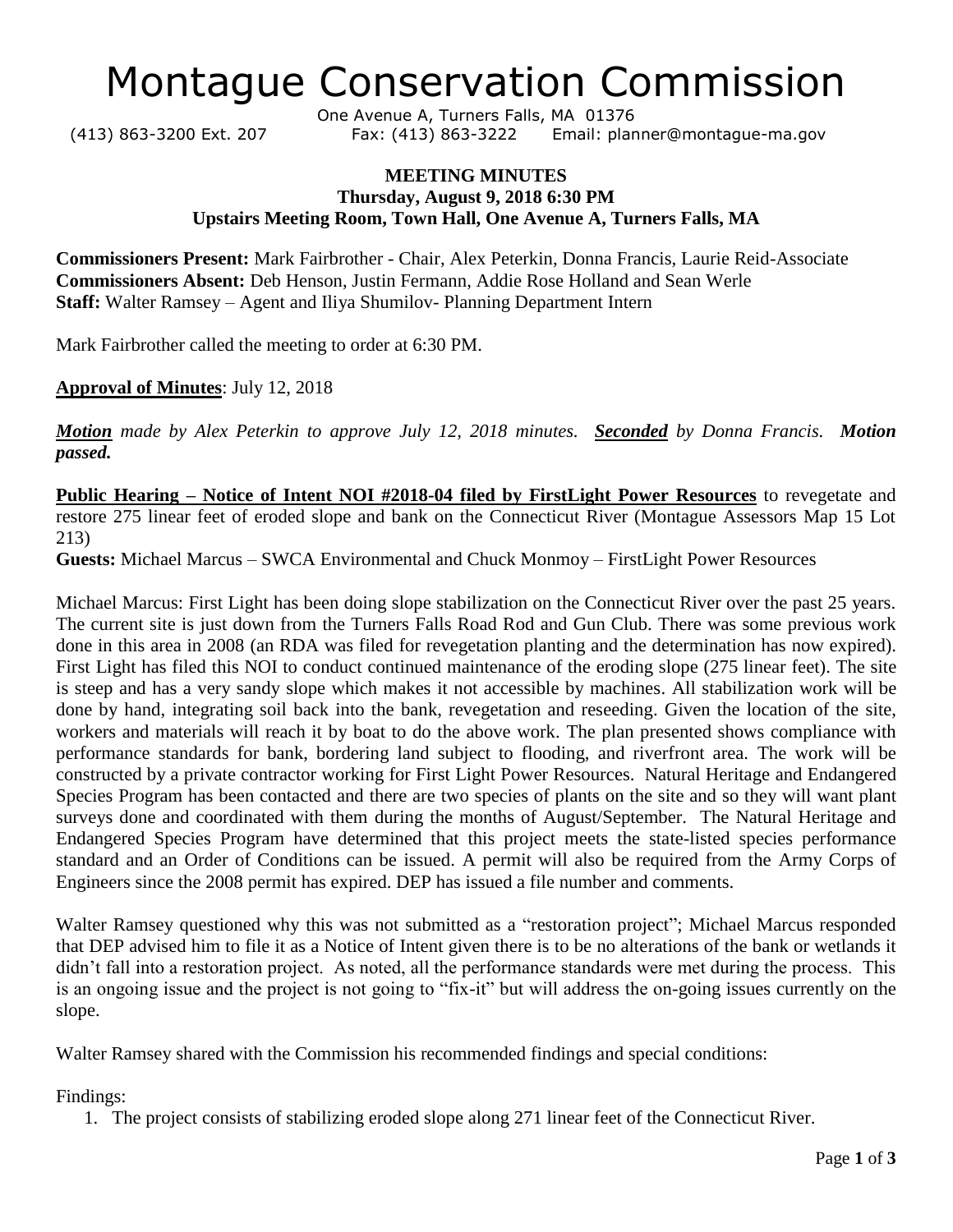# Montague Conservation Commission

One Avenue A, Turners Falls, MA 01376
(413) 863-3200 Ext. 207 Fax: (413) 863-3222 Email: planner@montague-ma.gov

**MEETING MINUTES**
**Thursday, August 9, 2018 6:30 PM**
**Upstairs Meeting Room, Town Hall, One Avenue A, Turners Falls, MA**

**Commissioners Present:** Mark Fairbrother - Chair, Alex Peterkin, Donna Francis, Laurie Reid-Associate
**Commissioners Absent:** Deb Henson, Justin Fermann, Addie Rose Holland and Sean Werle
**Staff:** Walter Ramsey – Agent and Iliya Shumilov- Planning Department Intern

Mark Fairbrother called the meeting to order at 6:30 PM.

**Approval of Minutes**: July 12, 2018

***Motion*** *made by Alex Peterkin to approve July 12, 2018 minutes.* ***Seconded*** *by Donna Francis.* ***Motion passed.***

**Public Hearing – Notice of Intent NOI #2018-04 filed by FirstLight Power Resources** to revegetate and restore 275 linear feet of eroded slope and bank on the Connecticut River (Montague Assessors Map 15 Lot 213)

**Guests:** Michael Marcus – SWCA Environmental and Chuck Monmoy – FirstLight Power Resources

Michael Marcus: First Light has been doing slope stabilization on the Connecticut River over the past 25 years. The current site is just down from the Turners Falls Road Rod and Gun Club. There was some previous work done in this area in 2008 (an RDA was filed for revegetation planting and the determination has now expired). First Light has filed this NOI to conduct continued maintenance of the eroding slope (275 linear feet). The site is steep and has a very sandy slope which makes it not accessible by machines. All stabilization work will be done by hand, integrating soil back into the bank, revegetation and reseeding. Given the location of the site, workers and materials will reach it by boat to do the above work. The plan presented shows compliance with performance standards for bank, bordering land subject to flooding, and riverfront area. The work will be constructed by a private contractor working for First Light Power Resources. Natural Heritage and Endangered Species Program has been contacted and there are two species of plants on the site and so they will want plant surveys done and coordinated with them during the months of August/September. The Natural Heritage and Endangered Species Program have determined that this project meets the state-listed species performance standard and an Order of Conditions can be issued. A permit will also be required from the Army Corps of Engineers since the 2008 permit has expired. DEP has issued a file number and comments.

Walter Ramsey questioned why this was not submitted as a "restoration project"; Michael Marcus responded that DEP advised him to file it as a Notice of Intent given there is to be no alterations of the bank or wetlands it didn't fall into a restoration project. As noted, all the performance standards were met during the process. This is an ongoing issue and the project is not going to "fix-it" but will address the on-going issues currently on the slope.

Walter Ramsey shared with the Commission his recommended findings and special conditions:

Findings:

1. The project consists of stabilizing eroded slope along 271 linear feet of the Connecticut River.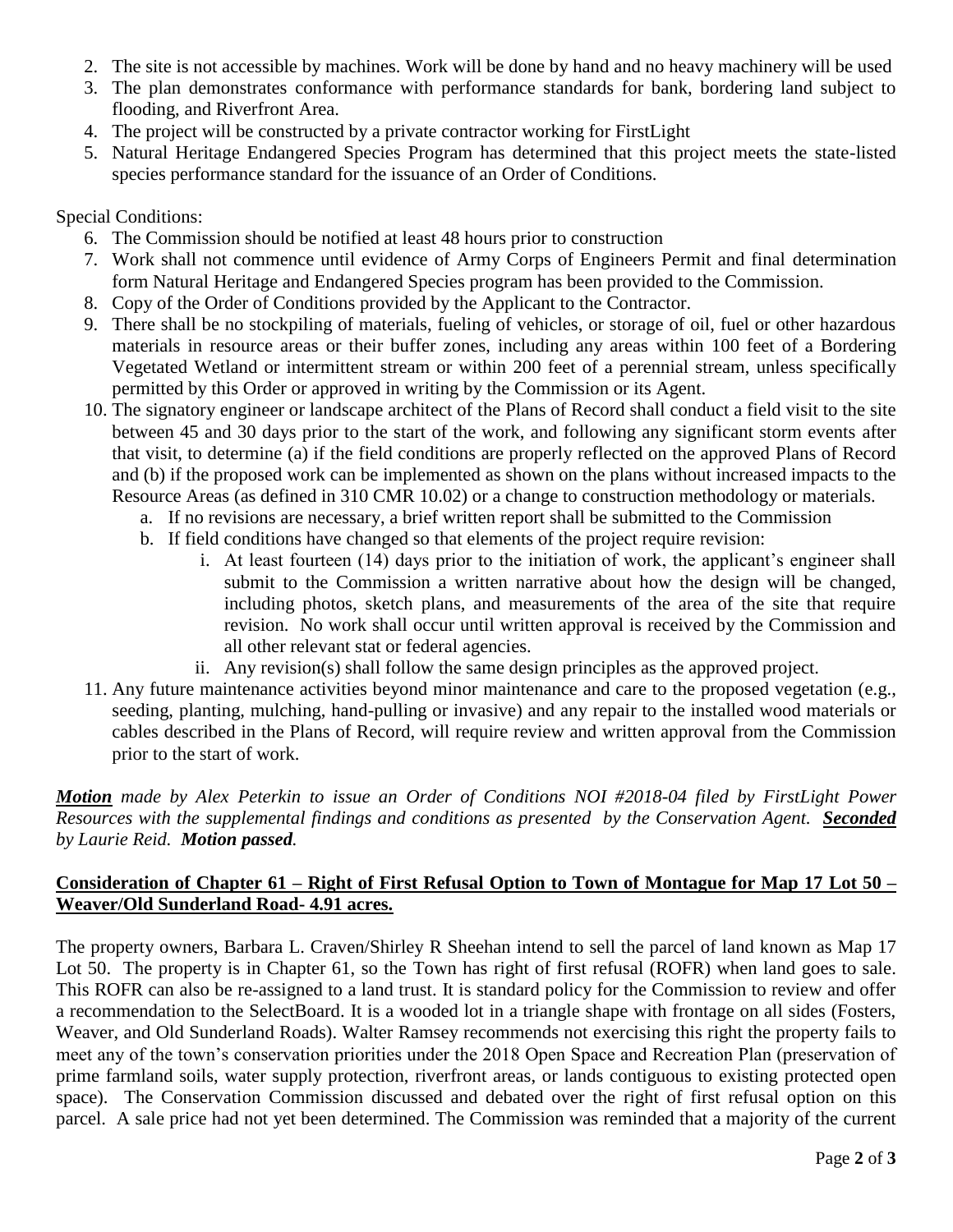2. The site is not accessible by machines. Work will be done by hand and no heavy machinery will be used
3. The plan demonstrates conformance with performance standards for bank, bordering land subject to flooding, and Riverfront Area.
4. The project will be constructed by a private contractor working for FirstLight
5. Natural Heritage Endangered Species Program has determined that this project meets the state-listed species performance standard for the issuance of an Order of Conditions.

Special Conditions:

6. The Commission should be notified at least 48 hours prior to construction
7. Work shall not commence until evidence of Army Corps of Engineers Permit and final determination form Natural Heritage and Endangered Species program has been provided to the Commission.
8. Copy of the Order of Conditions provided by the Applicant to the Contractor.
9. There shall be no stockpiling of materials, fueling of vehicles, or storage of oil, fuel or other hazardous materials in resource areas or their buffer zones, including any areas within 100 feet of a Bordering Vegetated Wetland or intermittent stream or within 200 feet of a perennial stream, unless specifically permitted by this Order or approved in writing by the Commission or its Agent.
10. The signatory engineer or landscape architect of the Plans of Record shall conduct a field visit to the site between 45 and 30 days prior to the start of the work, and following any significant storm events after that visit, to determine (a) if the field conditions are properly reflected on the approved Plans of Record and (b) if the proposed work can be implemented as shown on the plans without increased impacts to the Resource Areas (as defined in 310 CMR 10.02) or a change to construction methodology or materials.
    a. If no revisions are necessary, a brief written report shall be submitted to the Commission
    b. If field conditions have changed so that elements of the project require revision:
        i. At least fourteen (14) days prior to the initiation of work, the applicant's engineer shall submit to the Commission a written narrative about how the design will be changed, including photos, sketch plans, and measurements of the area of the site that require revision. No work shall occur until written approval is received by the Commission and all other relevant stat or federal agencies.
        ii. Any revision(s) shall follow the same design principles as the approved project.
11. Any future maintenance activities beyond minor maintenance and care to the proposed vegetation (e.g., seeding, planting, mulching, hand-pulling or invasive) and any repair to the installed wood materials or cables described in the Plans of Record, will require review and written approval from the Commission prior to the start of work.

***Motion*** *made by Alex Peterkin to issue an Order of Conditions NOI #2018-04 filed by FirstLight Power Resources with the supplemental findings and conditions as presented by the Conservation Agent.* ***Seconded*** *by Laurie Reid.* ***Motion passed.***

**Consideration of Chapter 61 – Right of First Refusal Option to Town of Montague for Map 17 Lot 50 – Weaver/Old Sunderland Road- 4.91 acres.**

The property owners, Barbara L. Craven/Shirley R Sheehan intend to sell the parcel of land known as Map 17 Lot 50. The property is in Chapter 61, so the Town has right of first refusal (ROFR) when land goes to sale. This ROFR can also be re-assigned to a land trust. It is standard policy for the Commission to review and offer a recommendation to the SelectBoard. It is a wooded lot in a triangle shape with frontage on all sides (Fosters, Weaver, and Old Sunderland Roads). Walter Ramsey recommends not exercising this right the property fails to meet any of the town's conservation priorities under the 2018 Open Space and Recreation Plan (preservation of prime farmland soils, water supply protection, riverfront areas, or lands contiguous to existing protected open space). The Conservation Commission discussed and debated over the right of first refusal option on this parcel. A sale price had not yet been determined. The Commission was reminded that a majority of the current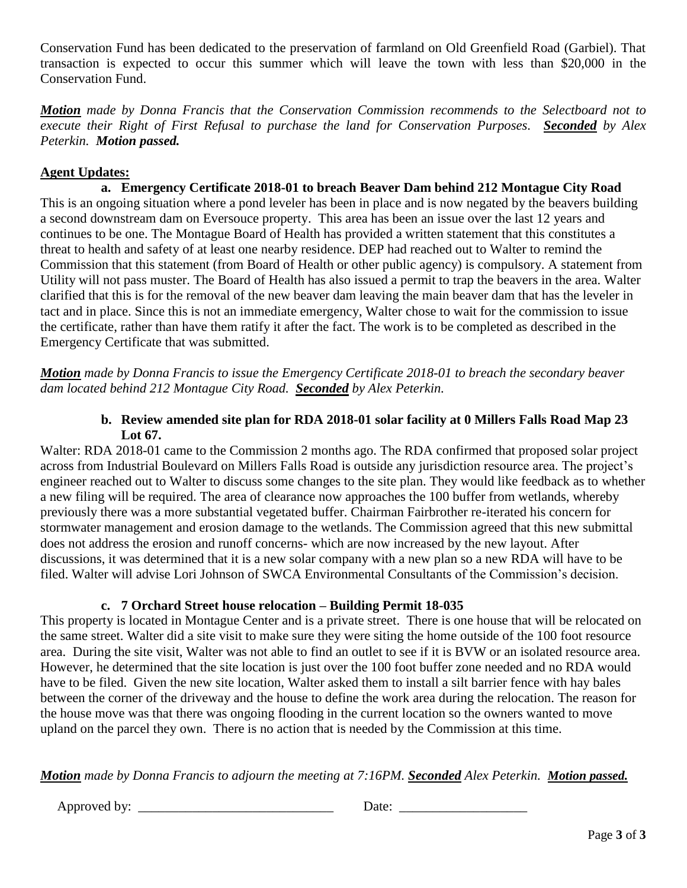Conservation Fund has been dedicated to the preservation of farmland on Old Greenfield Road (Garbiel). That transaction is expected to occur this summer which will leave the town with less than $20,000 in the Conservation Fund.

***Motion*** *made by Donna Francis that the Conservation Commission recommends to the Selectboard not to execute their Right of First Refusal to purchase the land for Conservation Purposes.* ***Seconded*** *by Alex Peterkin.* ***Motion passed.***

**Agent Updates:**

**a. Emergency Certificate 2018-01 to breach Beaver Dam behind 212 Montague City Road**

This is an ongoing situation where a pond leveler has been in place and is now negated by the beavers building a second downstream dam on Eversouce property. This area has been an issue over the last 12 years and continues to be one. The Montague Board of Health has provided a written statement that this constitutes a threat to health and safety of at least one nearby residence. DEP had reached out to Walter to remind the Commission that this statement (from Board of Health or other public agency) is compulsory. A statement from Utility will not pass muster. The Board of Health has also issued a permit to trap the beavers in the area. Walter clarified that this is for the removal of the new beaver dam leaving the main beaver dam that has the leveler in tact and in place. Since this is not an immediate emergency, Walter chose to wait for the commission to issue the certificate, rather than have them ratify it after the fact. The work is to be completed as described in the Emergency Certificate that was submitted.

***Motion*** *made by Donna Francis to issue the Emergency Certificate 2018-01 to breach the secondary beaver dam located behind 212 Montague City Road.* ***Seconded*** *by Alex Peterkin.*

**b. Review amended site plan for RDA 2018-01 solar facility at 0 Millers Falls Road Map 23 Lot 67.**

Walter: RDA 2018-01 came to the Commission 2 months ago. The RDA confirmed that proposed solar project across from Industrial Boulevard on Millers Falls Road is outside any jurisdiction resource area. The project's engineer reached out to Walter to discuss some changes to the site plan. They would like feedback as to whether a new filing will be required. The area of clearance now approaches the 100 buffer from wetlands, whereby previously there was a more substantial vegetated buffer. Chairman Fairbrother re-iterated his concern for stormwater management and erosion damage to the wetlands. The Commission agreed that this new submittal does not address the erosion and runoff concerns- which are now increased by the new layout. After discussions, it was determined that it is a new solar company with a new plan so a new RDA will have to be filed. Walter will advise Lori Johnson of SWCA Environmental Consultants of the Commission's decision.

**c. 7 Orchard Street house relocation – Building Permit 18-035**

This property is located in Montague Center and is a private street. There is one house that will be relocated on the same street. Walter did a site visit to make sure they were siting the home outside of the 100 foot resource area. During the site visit, Walter was not able to find an outlet to see if it is BVW or an isolated resource area. However, he determined that the site location is just over the 100 foot buffer zone needed and no RDA would have to be filed. Given the new site location, Walter asked them to install a silt barrier fence with hay bales between the corner of the driveway and the house to define the work area during the relocation. The reason for the house move was that there was ongoing flooding in the current location so the owners wanted to move upland on the parcel they own. There is no action that is needed by the Commission at this time.

***Motion*** *made by Donna Francis to adjourn the meeting at 7:16PM.* ***Seconded*** *Alex Peterkin.* ***Motion passed.***

Approved by: _____________________________ Date: ___________________